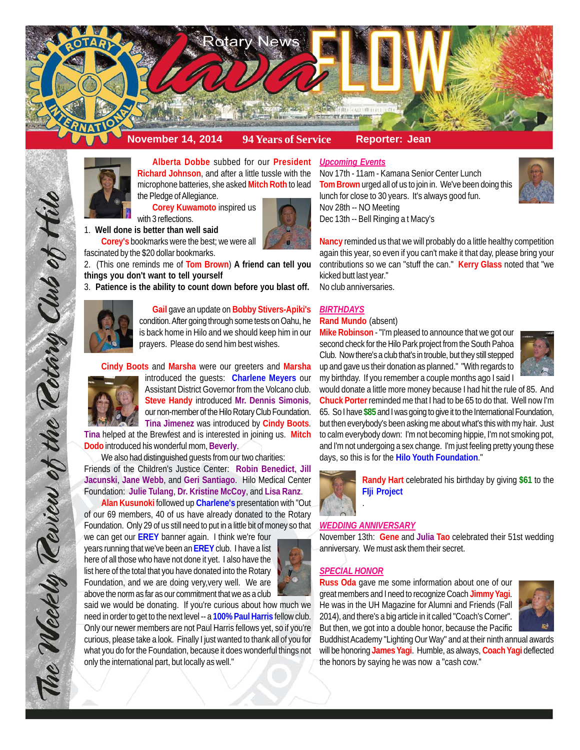# Rotary News Lava FLOW

**November 14, 2014** **94 Years of Service** **Reporter: Jean**

*The Weekly Review of the Rotary Club of Hilo*

**Alberta Dobbe** subbed for our **President Richard Johnson**, and after a little tussle with the microphone batteries, she asked **Mitch Roth** to lead the Pledge of Allegiance.

**Corey Kuwamoto** inspired us with 3 reflections.

1. **Well done is better than well said**

**Corey's** bookmarks were the best; we were all fascinated by the $20 dollar bookmarks.

2. (This one reminds me of **Tom Brown**) **A friend can tell you things you don't want to tell yourself**
3. **Patience is the ability to count down before you blast off.**

**Gail** gave an update on **Bobby Stivers-Apiki's** condition. After going through some tests on Oahu, he is back home in Hilo and we should keep him in our prayers. Please do send him best wishes.

**Cindy Boots** and **Marsha** were our greeters and **Marsha** introduced the guests: **Charlene Meyers** our Assistant District Governor from the Volcano club. **Steve Handy** introduced **Mr. Dennis Simonis**, our non-member of the Hilo Rotary Club Foundation. **Tina Jimenez** was introduced by **Cindy Boots**. **Tina** helped at the Brewfest and is interested in joining us. **Mitch Dodo** introduced his wonderful mom, **Beverly**.

We also had distinguished guests from our two charities: Friends of the Children's Justice Center: **Robin Benedict**, **Jill Jacunski**, **Jane Webb**, and **Geri Santiago**. Hilo Medical Center Foundation: **Julie Tulang**, **Dr. Kristine McCoy**, and **Lisa Ranz**.

**Alan Kusunoki** followed up **Charlene's** presentation with "Out of our 69 members, 40 of us have already donated to the Rotary Foundation. Only 29 of us still need to put in a little bit of money so that we can get our **EREY** banner again. I think we're four years running that we've been an **EREY** club. I have a list here of all those who have not done it yet. I also have the list here of the total that you have donated into the Rotary Foundation, and we are doing very,very well. We are above the norm as far as our commitment that we as a club said we would be donating. If you're curious about how much we need in order to get to the next level -- a **100% Paul Harris** fellow club. Only our newer members are not Paul Harris fellows yet, so if you're curious, please take a look. Finally I just wanted to thank all of you for what you do for the Foundation, because it does wonderful things not only the international part, but locally as well."

## *Upcoming Events*

Nov 17th - 11am - Kamana Senior Center Lunch
**Tom Brown** urged all of us to join in. We've been doing this lunch for close to 30 years. It's always good fun.
Nov 28th -- NO Meeting
Dec 13th -- Bell Ringing a t Macy's

**Nancy** reminded us that we will probably do a little healthy competition again this year, so even if you can't make it that day, please bring your contributions so we can "stuff the can." **Kerry Glass** noted that "we kicked butt last year."
No club anniversaries.

## *BIRTHDAYS*

**Rand Mundo** (absent)

**Mike Robinson** - "I'm pleased to announce that we got our second check for the Hilo Park project from the South Pahoa Club. Now there's a club that's in trouble, but they still stepped up and gave us their donation as planned." "With regards to my birthday. If you remember a couple months ago I said I would donate a little more money because I had hit the rule of 85. And **Chuck Porter** reminded me that I had to be 65 to do that. Well now I'm 65. So I have **$85** and I was going to give it to the International Foundation, but then everybody's been asking me about what's this with my hair. Just to calm everybody down: I'm not becoming hippie, I'm not smoking pot, and I'm not undergoing a sex change. I'm just feeling pretty young these days, so this is for the **Hilo Youth Foundation**."

**Randy Hart** celebrated his birthday by giving **$61** to the **FIji Project**

.

## *WEDDING ANNIVERSARY*

November 13th: **Gene** and **Julia Tao** celebrated their 51st wedding anniversary. We must ask them their secret.

## *SPECIAL HONOR*

**Russ Oda** gave me some information about one of our great members and I need to recognize Coach **Jimmy Yagi**. He was in the UH Magazine for Alumni and Friends (Fall 2014), and there's a big article in it called "Coach's Corner". But then, we got into a double honor, because the Pacific Buddhist Academy "Lighting Our Way" and at their ninth annual awards will be honoring **James Yagi**. Humble, as always, **Coach Yagi** deflected the honors by saying he was now a "cash cow."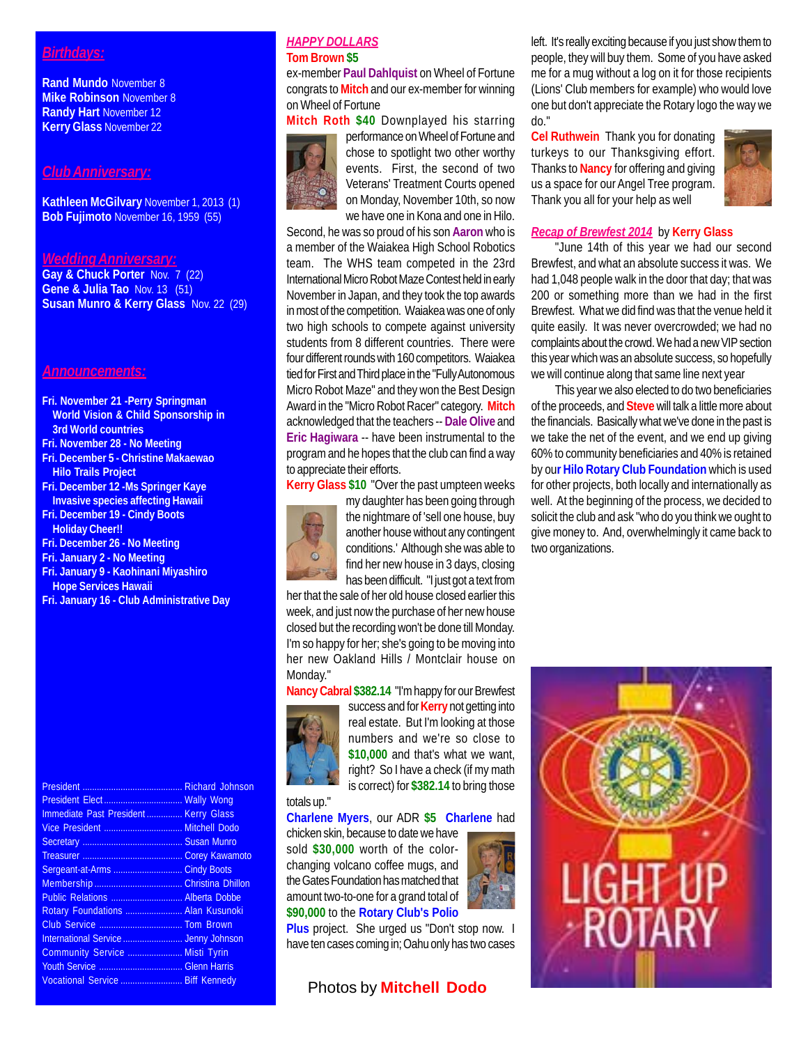## Birthdays:

**Rand Mundo** November 8
**Mike Robinson** November 8
**Randy Hart** November 12
**Kerry Glass** November 22

## Club Anniversary:

**Kathleen McGilvary** November 1, 2013 (1)
**Bob Fujimoto** November 16, 1959 (55)

## Wedding Anniversary:

**Gay & Chuck Porter** Nov. 7 (22)
**Gene & Julia Tao** Nov. 13 (51)
**Susan Munro & Kerry Glass** Nov. 22 (29)

## Announcements:

**Fri. November 21 -Perry Springman World Vision & Child Sponsorship in 3rd World countries**
**Fri. November 28 - No Meeting**
**Fri. December 5 - Christine Makaewao Hilo Trails Project**
**Fri. December 12 -Ms Springer Kaye Invasive species affecting Hawaii**
**Fri. December 19 - Cindy Boots Holiday Cheer!!**
**Fri. December 26 - No Meeting**
**Fri. January 2 - No Meeting**
**Fri. January 9 - Kaohinani Miyashiro Hope Services Hawaii**
**Fri. January 16 - Club Administrative Day**

| | |
|---|---|
| President | Richard Johnson |
| President Elect | Wally Wong |
| Immediate Past President | Kerry Glass |
| Vice President | Mitchell Dodo |
| Secretary | Susan Munro |
| Treasurer | Corey Kawamoto |
| Sergeant-at-Arms | Cindy Boots |
| Membership | Christina Dhillon |
| Public Relations | Alberta Dobbe |
| Rotary Foundations | Alan Kusunoki |
| Club Service | Tom Brown |
| International Service | Jenny Johnson |
| Community Service | Misti Tyrin |
| Youth Service | Glenn Harris |
| Vocational Service | Biff Kennedy |

## HAPPY DOLLARS

**Tom Brown $5** ex-member **Paul Dahlquist** on Wheel of Fortune congrats to **Mitch** and our ex-member for winning on Wheel of Fortune

**Mitch Roth $40** Downplayed his starring performance on Wheel of Fortune and chose to spotlight two other worthy events. First, the second of two Veterans' Treatment Courts opened on Monday, November 10th, so now we have one in Kona and one in Hilo. Second, he was so proud of his son **Aaron** who is a member of the Waiakea High School Robotics team. The WHS team competed in the 23rd International Micro Robot Maze Contest held in early November in Japan, and they took the top awards in most of the competition. Waiakea was one of only two high schools to compete against university students from 8 different countries. There were four different rounds with 160 competitors. Waiakea tied for First and Third place in the "Fully Autonomous Micro Robot Maze" and they won the Best Design Award in the "Micro Robot Racer" category. **Mitch** acknowledged that the teachers -- **Dale Olive** and **Eric Hagiwara** -- have been instrumental to the program and he hopes that the club can find a way to appreciate their efforts.

**Kerry Glass $10** "Over the past umpteen weeks my daughter has been going through the nightmare of 'sell one house, buy another house without any contingent conditions.' Although she was able to find her new house in 3 days, closing has been difficult. "I just got a text from her that the sale of her old house closed earlier this week, and just now the purchase of her new house closed but the recording won't be done till Monday. I'm so happy for her; she's going to be moving into her new Oakland Hills / Montclair house on Monday."

**Nancy Cabral $382.14** "I'm happy for our Brewfest success and for **Kerry** not getting into real estate. But I'm looking at those numbers and we're so close to **$10,000** and that's what we want, right? So I have a check (if my math is correct) for **$382.14** to bring those totals up."

**Charlene Myers**, our ADR **$5** **Charlene** had chicken skin, because to date we have sold **$30,000** worth of the color-changing volcano coffee mugs, and the Gates Foundation has matched that amount two-to-one for a grand total of **$90,000** to the **Rotary Club's Polio Plus** project. She urged us "Don't stop now. I have ten cases coming in; Oahu only has two cases left. It's really exciting because if you just show them to people, they will buy them. Some of you have asked me for a mug without a log on it for those recipients (Lions' Club members for example) who would love one but don't appreciate the Rotary logo the way we do."

**Cel Ruthwein** Thank you for donating turkeys to our Thanksgiving effort. Thanks to **Nancy** for offering and giving us a space for our Angel Tree program. Thank you all for your help as well

Photos by **Mitchell Dodo**

## Recap of Brewfest 2014 by Kerry Glass

"June 14th of this year we had our second Brewfest, and what an absolute success it was. We had 1,048 people walk in the door that day; that was 200 or something more than we had in the first Brewfest. What we did find was that the venue held it quite easily. It was never overcrowded; we had no complaints about the crowd. We had a new VIP section this year which was an absolute success, so hopefully we will continue along that same line next year

This year we also elected to do two beneficiaries of the proceeds, and **Steve** will talk a little more about the financials. Basically what we've done in the past is we take the net of the event, and we end up giving 60% to community beneficiaries and 40% is retained by our **Hilo Rotary Club Foundation** which is used for other projects, both locally and internationally as well. At the beginning of the process, we decided to solicit the club and ask "who do you think we ought to give money to. And, overwhelmingly it came back to two organizations.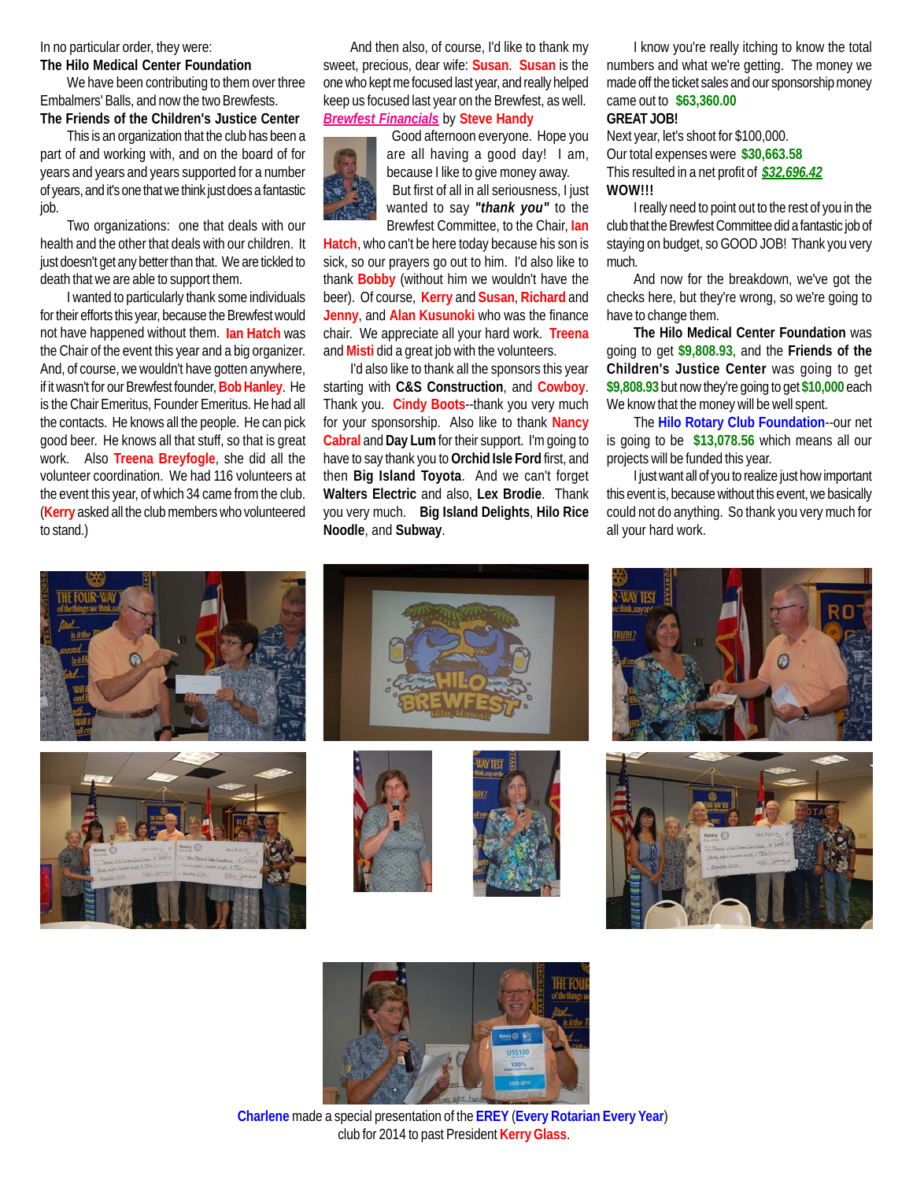In no particular order, they were:

**The Hilo Medical Center Foundation**

We have been contributing to them over three Embalmers' Balls, and now the two Brewfests.

**The Friends of the Children's Justice Center**

This is an organization that the club has been a part of and working with, and on the board of for years and years and years supported for a number of years, and it's one that we think just does a fantastic job.

Two organizations: one that deals with our health and the other that deals with our children. It just doesn't get any better than that. We are tickled to death that we are able to support them.

I wanted to particularly thank some individuals for their efforts this year, because the Brewfest would not have happened without them. **Ian Hatch** was the Chair of the event this year and a big organizer. And, of course, we wouldn't have gotten anywhere, if it wasn't for our Brewfest founder, **Bob Hanley**. He is the Chair Emeritus, Founder Emeritus. He had all the contacts. He knows all the people. He can pick good beer. He knows all that stuff, so that is great work. Also **Treena Breyfogle**, she did all the volunteer coordination. We had 116 volunteers at the event this year, of which 34 came from the club. (**Kerry** asked all the club members who volunteered to stand.)

And then also, of course, I'd like to thank my sweet, precious, dear wife: **Susan**. **Susan** is the one who kept me focused last year, and really helped keep us focused last year on the Brewfest, as well.

***Brewfest Financials*** by **Steve Handy**

Good afternoon everyone. Hope you are all having a good day! I am, because I like to give money away.

But first of all in all seriousness, I just wanted to say ***"thank you"*** to the Brewfest Committee, to the Chair, **Ian Hatch**, who can't be here today because his son is sick, so our prayers go out to him. I'd also like to thank **Bobby** (without him we wouldn't have the beer). Of course, **Kerry** and **Susan**, **Richard** and **Jenny**, and **Alan Kusunoki** who was the finance chair. We appreciate all your hard work. **Treena** and **Misti** did a great job with the volunteers.

I'd also like to thank all the sponsors this year starting with **C&S Construction**, and **Cowboy**. Thank you. **Cindy Boots**--thank you very much for your sponsorship. Also like to thank **Nancy Cabral** and **Day Lum** for their support. I'm going to have to say thank you to **Orchid Isle Ford** first, and then **Big Island Toyota**. And we can't forget **Walters Electric** and also, **Lex Brodie**. Thank you very much. **Big Island Delights**, **Hilo Rice Noodle**, and **Subway**.

I know you're really itching to know the total numbers and what we're getting. The money we made off the ticket sales and our sponsorship money came out to **$63,360.00**

**GREAT JOB!**

Next year, let's shoot for $100,000.

Our total expenses were **$30,663.58**

This resulted in a net profit of ***$32,696.42***

**WOW!!!**

I really need to point out to the rest of you in the club that the Brewfest Committee did a fantastic job of staying on budget, so GOOD JOB! Thank you very much.

And now for the breakdown, we've got the checks here, but they're wrong, so we're going to have to change them.

**The Hilo Medical Center Foundation** was going to get **$9,808.93**, and the **Friends of the Children's Justice Center** was going to get **$9,808.93** but now they're going to get **$10,000** each We know that the money will be well spent.

The **Hilo Rotary Club Foundation**--our net is going to be **$13,078.56** which means all our projects will be funded this year.

I just want all of you to realize just how important this event is, because without this event, we basically could not do anything. So thank you very much for all your hard work.

**Charlene** made a special presentation of the **EREY** (**Every Rotarian Every Year**) club for 2014 to past President **Kerry Glass**.